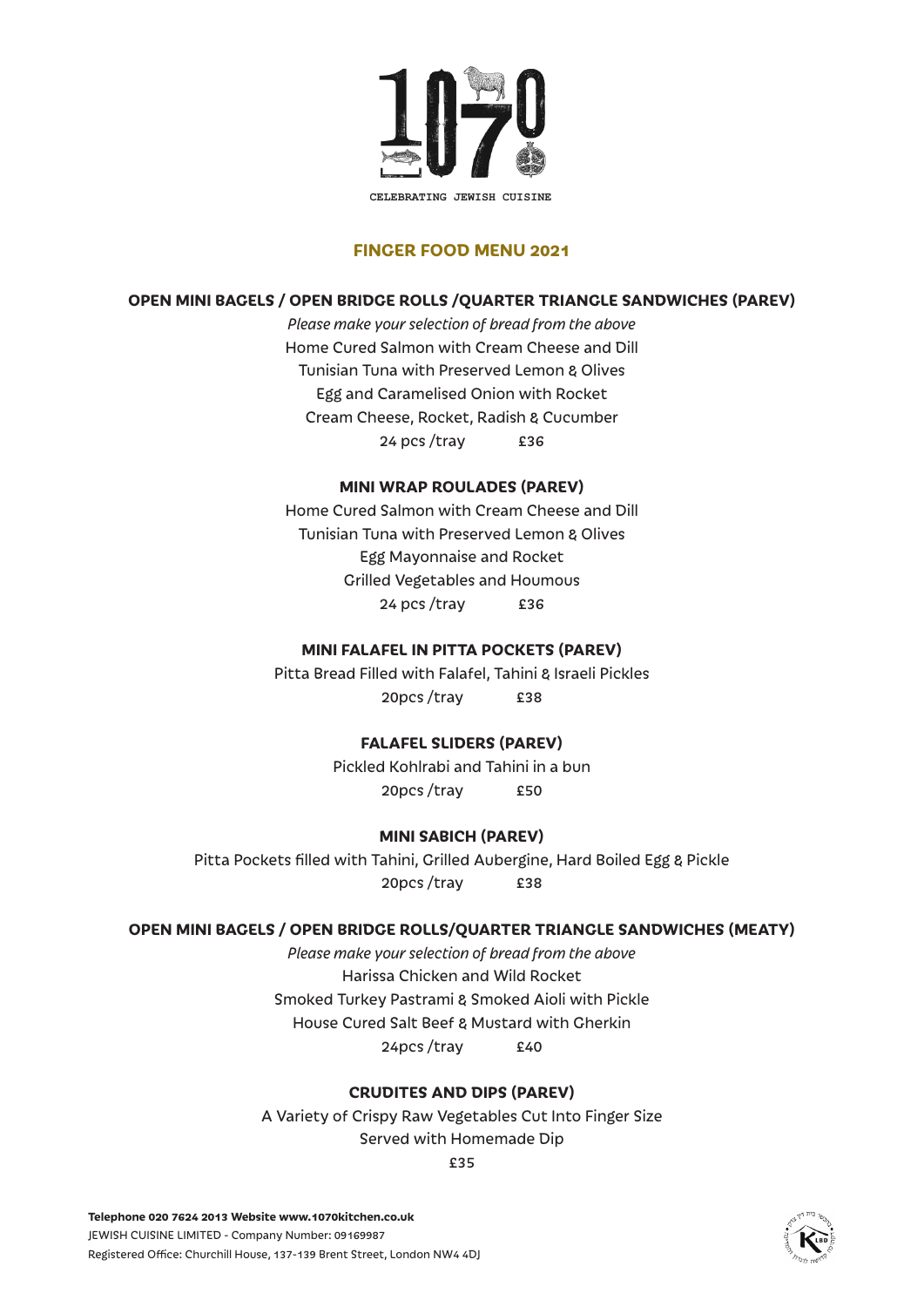# 1070

CELEBRATING JEWISH CUISINE

## FINGER FOOD MENU 2021

### OPEN MINI BAGELS / OPEN BRIDGE ROLLS /QUARTER TRIANGLE SANDWICHES (PAREV)

*Please make your selection of bread from the above*

Home Cured Salmon with Cream Cheese and Dill

Tunisian Tuna with Preserved Lemon & Olives

Egg and Caramelised Onion with Rocket

Cream Cheese, Rocket, Radish & Cucumber

24 pcs /tray £36

### MINI WRAP ROULADES (PAREV)

Home Cured Salmon with Cream Cheese and Dill

Tunisian Tuna with Preserved Lemon & Olives

Egg Mayonnaise and Rocket

Grilled Vegetables and Houmous

24 pcs /tray £36

### MINI FALAFEL IN PITTA POCKETS (PAREV)

Pitta Bread Filled with Falafel, Tahini & Israeli Pickles

20pcs /tray £38

### FALAFEL SLIDERS (PAREV)

Pickled Kohlrabi and Tahini in a bun

20pcs /tray £50

### MINI SABICH (PAREV)

Pitta Pockets filled with Tahini, Grilled Aubergine, Hard Boiled Egg & Pickle

20pcs /tray £38

### OPEN MINI BAGELS / OPEN BRIDGE ROLLS/QUARTER TRIANGLE SANDWICHES (MEATY)

*Please make your selection of bread from the above*

Harissa Chicken and Wild Rocket

Smoked Turkey Pastrami & Smoked Aioli with Pickle

House Cured Salt Beef & Mustard with Gherkin

24pcs /tray £40

### CRUDITES AND DIPS (PAREV)

A Variety of Crispy Raw Vegetables Cut Into Finger Size

Served with Homemade Dip

£35

**Telephone 020 7624 2013 Website www.1070kitchen.co.uk**

JEWISH CUISINE LIMITED - Company Number: 09169987

Registered Office: Churchill House, 137-139 Brent Street, London NW4 4DJ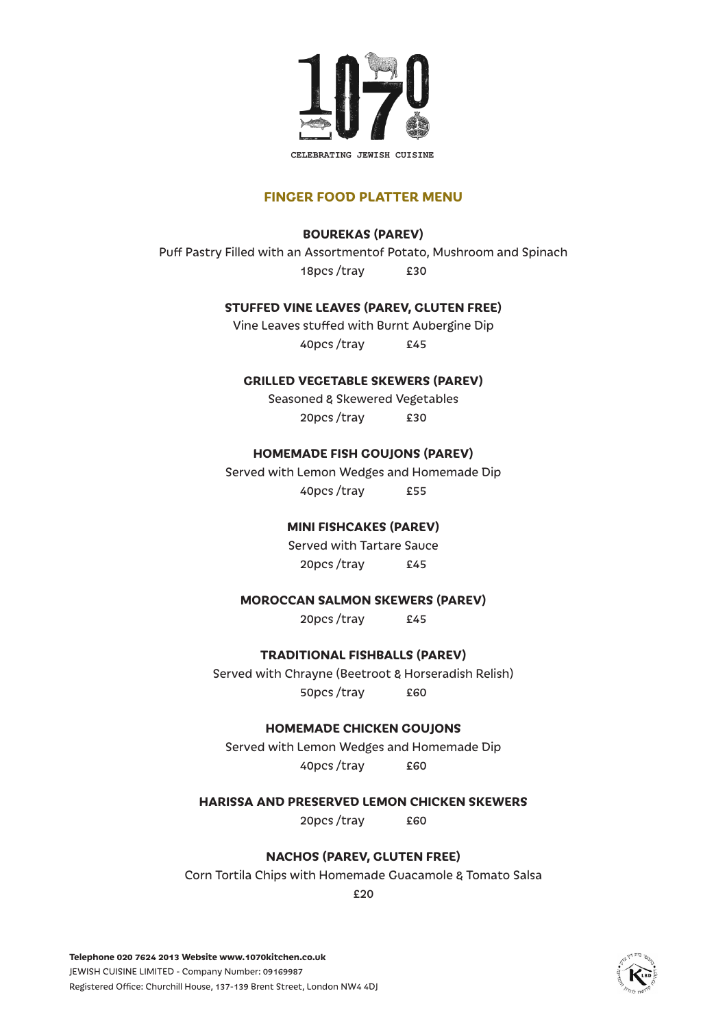# 1070

CELEBRATING JEWISH CUISINE

## FINGER FOOD PLATTER MENU

### BOUREKAS (PAREV)

Puff Pastry Filled with an Assortmentof Potato, Mushroom and Spinach

18pcs /tray £30

### STUFFED VINE LEAVES (PAREV, GLUTEN FREE)

Vine Leaves stuffed with Burnt Aubergine Dip

40pcs /tray £45

### GRILLED VEGETABLE SKEWERS (PAREV)

Seasoned & Skewered Vegetables

20pcs /tray £30

### HOMEMADE FISH GOUJONS (PAREV)

Served with Lemon Wedges and Homemade Dip

40pcs /tray £55

### MINI FISHCAKES (PAREV)

Served with Tartare Sauce

20pcs /tray £45

### MOROCCAN SALMON SKEWERS (PAREV)

20pcs /tray £45

### TRADITIONAL FISHBALLS (PAREV)

Served with Chrayne (Beetroot & Horseradish Relish)

50pcs /tray £60

### HOMEMADE CHICKEN GOUJONS

Served with Lemon Wedges and Homemade Dip

40pcs /tray £60

### HARISSA AND PRESERVED LEMON CHICKEN SKEWERS

20pcs /tray £60

### NACHOS (PAREV, GLUTEN FREE)

Corn Tortila Chips with Homemade Guacamole & Tomato Salsa

£20

**Telephone 020 7624 2013 Website www.1070kitchen.co.uk**
JEWISH CUISINE LIMITED - Company Number: 09169987
Registered Office: Churchill House, 137-139 Brent Street, London NW4 4DJ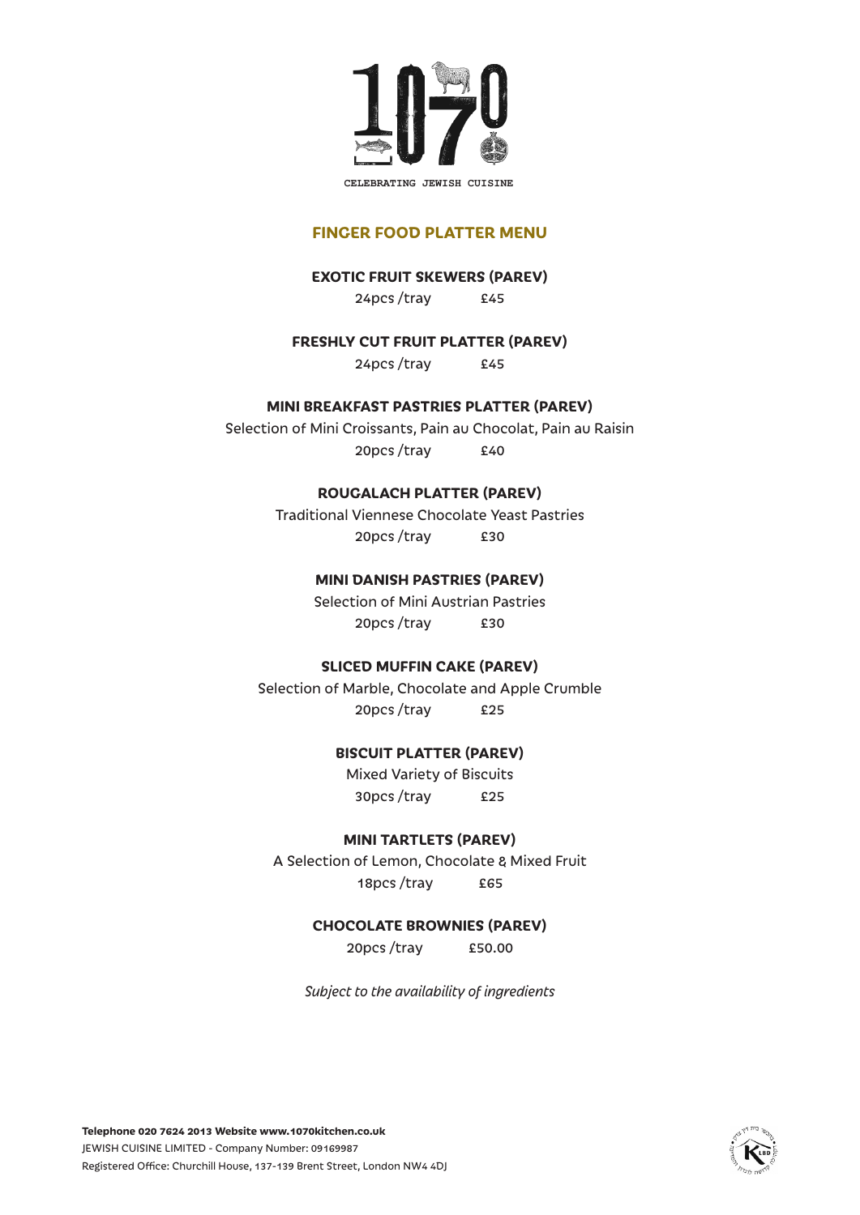1070

CELEBRATING JEWISH CUISINE

## FINGER FOOD PLATTER MENU

**EXOTIC FRUIT SKEWERS (PAREV)**

24pcs /tray £45

**FRESHLY CUT FRUIT PLATTER (PAREV)**

24pcs /tray £45

**MINI BREAKFAST PASTRIES PLATTER (PAREV)**

Selection of Mini Croissants, Pain au Chocolat, Pain au Raisin

20pcs /tray £40

**ROUGALACH PLATTER (PAREV)**

Traditional Viennese Chocolate Yeast Pastries

20pcs /tray £30

**MINI DANISH PASTRIES (PAREV)**

Selection of Mini Austrian Pastries

20pcs /tray £30

**SLICED MUFFIN CAKE (PAREV)**

Selection of Marble, Chocolate and Apple Crumble

20pcs /tray £25

**BISCUIT PLATTER (PAREV)**

Mixed Variety of Biscuits

30pcs /tray £25

**MINI TARTLETS (PAREV)**

A Selection of Lemon, Chocolate & Mixed Fruit

18pcs /tray £65

**CHOCOLATE BROWNIES (PAREV)**

20pcs /tray £50.00

*Subject to the availability of ingredients*

**Telephone 020 7624 2013 Website www.1070kitchen.co.uk**
JEWISH CUISINE LIMITED - Company Number: 09169987
Registered Office: Churchill House, 137-139 Brent Street, London NW4 4DJ